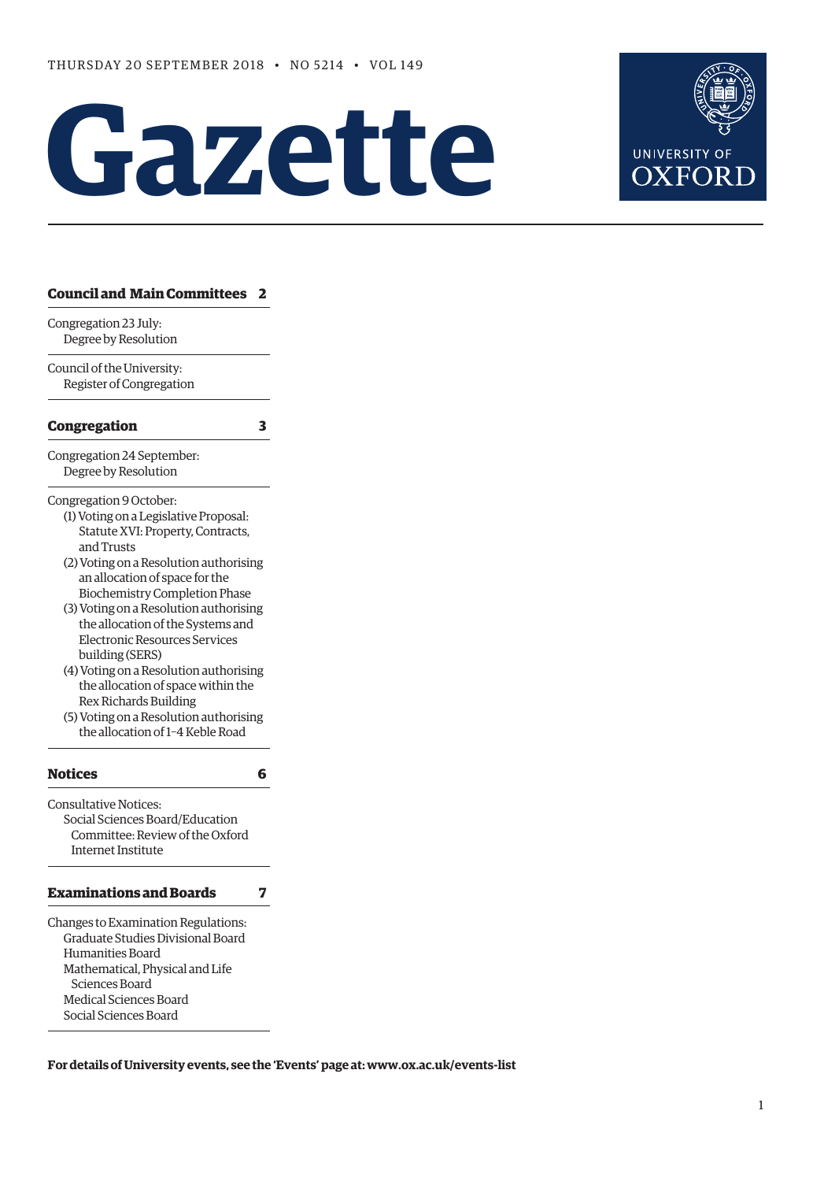Thursday 20 September 2018 • No 5214 • Vol 149

# Gazette

University of Oxford

## Council and Main Committees 2

Congregation 23 July:
Degree by Resolution

Council of the University:
Register of Congregation

## Congregation 3

Congregation 24 September:
Degree by Resolution

Congregation 9 October:
(1) Voting on a Legislative Proposal: Statute XVI: Property, Contracts, and Trusts
(2) Voting on a Resolution authorising an allocation of space for the Biochemistry Completion Phase
(3) Voting on a Resolution authorising the allocation of the Systems and Electronic Resources Services building (SERS)
(4) Voting on a Resolution authorising the allocation of space within the Rex Richards Building
(5) Voting on a Resolution authorising the allocation of 1–4 Keble Road

## Notices 6

Consultative Notices:
Social Sciences Board/Education Committee: Review of the Oxford Internet Institute

## Examinations and Boards 7

Changes to Examination Regulations:
Graduate Studies Divisional Board
Humanities Board
Mathematical, Physical and Life Sciences Board
Medical Sciences Board
Social Sciences Board

**For details of University events, see the 'Events' page at: www.ox.ac.uk/events-list**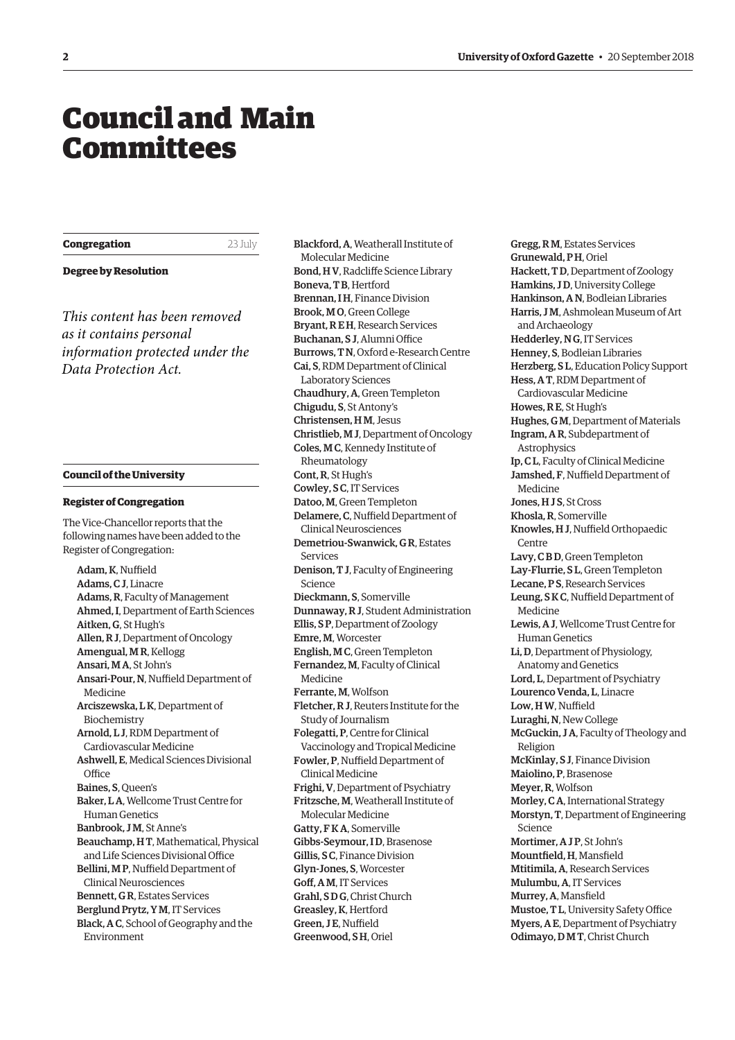# Council and Main Committees

## Congregation

23 July

### Degree by Resolution

*This content has been removed as it contains personal information protected under the Data Protection Act.*

## Council of the University

### Register of Congregation

The Vice-Chancellor reports that the following names have been added to the Register of Congregation:

**Adam, K**, Nuffield
**Adams, C J**, Linacre
**Adams, R**, Faculty of Management
**Ahmed, I**, Department of Earth Sciences
**Aitken, G**, St Hugh's
**Allen, R J**, Department of Oncology
**Amengual, M R**, Kellogg
**Ansari, M A**, St John's
**Ansari-Pour, N**, Nuffield Department of Medicine
**Arciszewska, L K**, Department of Biochemistry
**Arnold, L J**, RDM Department of Cardiovascular Medicine
**Ashwell, E**, Medical Sciences Divisional Office
**Baines, S**, Queen's
**Baker, L A**, Wellcome Trust Centre for Human Genetics
**Banbrook, J M**, St Anne's
**Beauchamp, H T**, Mathematical, Physical and Life Sciences Divisional Office
**Bellini, M P**, Nuffield Department of Clinical Neurosciences
**Bennett, G R**, Estates Services
**Berglund Prytz, Y M**, IT Services
**Black, A C**, School of Geography and the Environment
**Blackford, A**, Weatherall Institute of Molecular Medicine
**Bond, H V**, Radcliffe Science Library
**Boneva, T B**, Hertford
**Brennan, I H**, Finance Division
**Brook, M O**, Green College
**Bryant, R E H**, Research Services
**Buchanan, S J**, Alumni Office
**Burrows, T N**, Oxford e-Research Centre
**Cai, S**, RDM Department of Clinical Laboratory Sciences
**Chaudhury, A**, Green Templeton
**Chigudu, S**, St Antony's
**Christensen, H M**, Jesus
**Christlieb, M J**, Department of Oncology
**Coles, M C**, Kennedy Institute of Rheumatology
**Cont, R**, St Hugh's
**Cowley, S C**, IT Services
**Datoo, M**, Green Templeton
**Delamere, C**, Nuffield Department of Clinical Neurosciences
**Demetriou-Swanwick, G R**, Estates Services
**Denison, T J**, Faculty of Engineering Science
**Dieckmann, S**, Somerville
**Dunnaway, R J**, Student Administration
**Ellis, S P**, Department of Zoology
**Emre, M**, Worcester
**English, M C**, Green Templeton
**Fernandez, M**, Faculty of Clinical Medicine
**Ferrante, M**, Wolfson
**Fletcher, R J**, Reuters Institute for the Study of Journalism
**Folegatti, P**, Centre for Clinical Vaccinology and Tropical Medicine
**Fowler, P**, Nuffield Department of Clinical Medicine
**Frighi, V**, Department of Psychiatry
**Fritzsche, M**, Weatherall Institute of Molecular Medicine
**Gatty, F K A**, Somerville
**Gibbs-Seymour, I D**, Brasenose
**Gillis, S C**, Finance Division
**Glyn-Jones, S**, Worcester
**Goff, A M**, IT Services
**Grahl, S D G**, Christ Church
**Greasley, K**, Hertford
**Green, J E**, Nuffield
**Greenwood, S H**, Oriel
**Gregg, R M**, Estates Services
**Grunewald, P H**, Oriel
**Hackett, T D**, Department of Zoology
**Hamkins, J D**, University College
**Hankinson, A N**, Bodleian Libraries
**Harris, J M**, Ashmolean Museum of Art and Archaeology
**Hedderley, N G**, IT Services
**Henney, S**, Bodleian Libraries
**Herzberg, S L**, Education Policy Support
**Hess, A T**, RDM Department of Cardiovascular Medicine
**Howes, R E**, St Hugh's
**Hughes, G M**, Department of Materials
**Ingram, A R**, Subdepartment of Astrophysics
**Ip, C L**, Faculty of Clinical Medicine
**Jamshed, F**, Nuffield Department of Medicine
**Jones, H J S**, St Cross
**Khosla, R**, Somerville
**Knowles, H J**, Nuffield Orthopaedic Centre
**Lavy, C B D**, Green Templeton
**Lay-Flurrie, S L**, Green Templeton
**Lecane, P S**, Research Services
**Leung, S K C**, Nuffield Department of Medicine
**Lewis, A J**, Wellcome Trust Centre for Human Genetics
**Li, D**, Department of Physiology, Anatomy and Genetics
**Lord, L**, Department of Psychiatry
**Lourenco Venda, L**, Linacre
**Low, H W**, Nuffield
**Luraghi, N**, New College
**McGuckin, J A**, Faculty of Theology and Religion
**McKinlay, S J**, Finance Division
**Maiolino, P**, Brasenose
**Meyer, R**, Wolfson
**Morley, C A**, International Strategy
**Morstyn, T**, Department of Engineering Science
**Mortimer, A J P**, St John's
**Mountfield, H**, Mansfield
**Mtitimila, A**, Research Services
**Mulumbu, A**, IT Services
**Murrey, A**, Mansfield
**Mustoe, T L**, University Safety Office
**Myers, A E**, Department of Psychiatry
**Odimayo, D M T**, Christ Church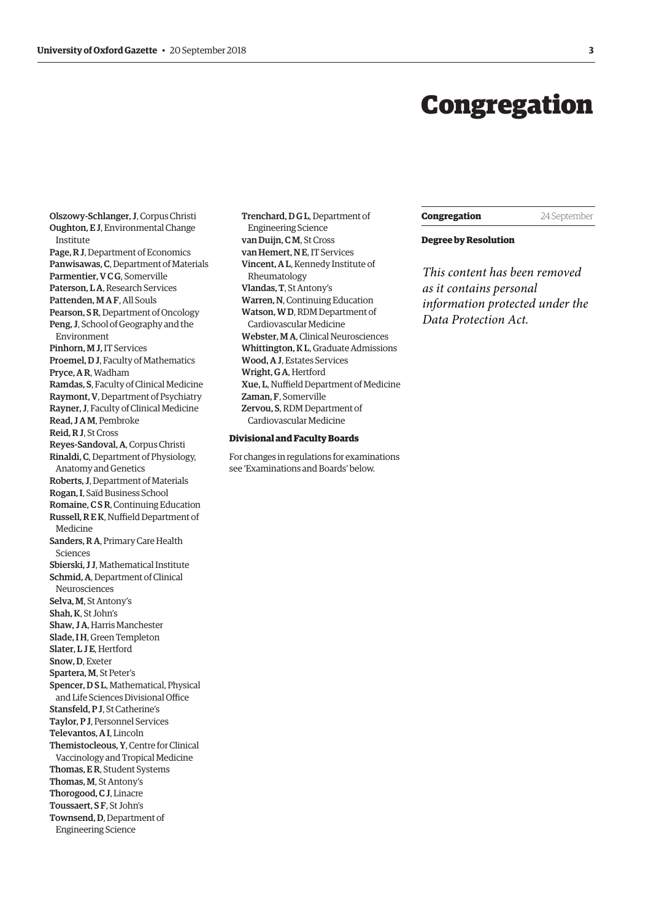# Congregation

**Olszowy-Schlanger, J**, Corpus Christi
**Oughton, E J**, Environmental Change Institute
**Page, R J**, Department of Economics
**Panwisawas, C**, Department of Materials
**Parmentier, V C G**, Somerville
**Paterson, L A**, Research Services
**Pattenden, M A F**, All Souls
**Pearson, S R**, Department of Oncology
**Peng, J**, School of Geography and the Environment
**Pinhorn, M J**, IT Services
**Proemel, D J**, Faculty of Mathematics
**Pryce, A R**, Wadham
**Ramdas, S**, Faculty of Clinical Medicine
**Raymont, V**, Department of Psychiatry
**Rayner, J**, Faculty of Clinical Medicine
**Read, J A M**, Pembroke
**Reid, R J**, St Cross
**Reyes-Sandoval, A**, Corpus Christi
**Rinaldi, C**, Department of Physiology, Anatomy and Genetics
**Roberts, J**, Department of Materials
**Rogan, I**, Saïd Business School
**Romaine, C S R**, Continuing Education
**Russell, R E K**, Nuffield Department of Medicine
**Sanders, R A**, Primary Care Health Sciences
**Sbierski, J J**, Mathematical Institute
**Schmid, A**, Department of Clinical Neurosciences
**Selva, M**, St Antony's
**Shah, K**, St John's
**Shaw, J A**, Harris Manchester
**Slade, I H**, Green Templeton
**Slater, L J E**, Hertford
**Snow, D**, Exeter
**Spartera, M**, St Peter's
**Spencer, D S L**, Mathematical, Physical and Life Sciences Divisional Office
**Stansfeld, P J**, St Catherine's
**Taylor, P J**, Personnel Services
**Televantos, A I**, Lincoln
**Themistocleous, Y**, Centre for Clinical Vaccinology and Tropical Medicine
**Thomas, E R**, Student Systems
**Thomas, M**, St Antony's
**Thorogood, C J**, Linacre
**Toussaert, S F**, St John's
**Townsend, D**, Department of Engineering Science
**Trenchard, D G L**, Department of Engineering Science
**van Duijn, C M**, St Cross
**van Hemert, N E**, IT Services
**Vincent, A L**, Kennedy Institute of Rheumatology
**Vlandas, T**, St Antony's
**Warren, N**, Continuing Education
**Watson, W D**, RDM Department of Cardiovascular Medicine
**Webster, M A**, Clinical Neurosciences
**Whittington, K L**, Graduate Admissions
**Wood, A J**, Estates Services
**Wright, G A**, Hertford
**Xue, L**, Nuffield Department of Medicine
**Zaman, F**, Somerville
**Zervou, S**, RDM Department of Cardiovascular Medicine

### Divisional and Faculty Boards

For changes in regulations for examinations see 'Examinations and Boards' below.

## Congregation 24 September

### Degree by Resolution

*This content has been removed as it contains personal information protected under the Data Protection Act.*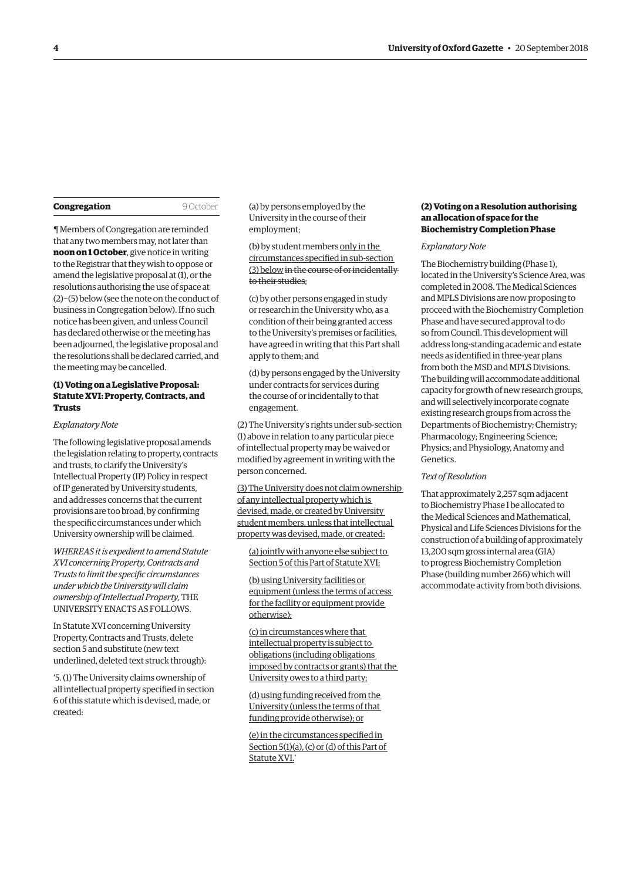**Congregation** 9 October

¶ Members of Congregation are reminded that any two members may, not later than **noon on 1 October**, give notice in writing to the Registrar that they wish to oppose or amend the legislative proposal at (1), or the resolutions authorising the use of space at (2)–(5) below (see the note on the conduct of business in Congregation below). If no such notice has been given, and unless Council has declared otherwise or the meeting has been adjourned, the legislative proposal and the resolutions shall be declared carried, and the meeting may be cancelled.

### (1) Voting on a Legislative Proposal: Statute XVI: Property, Contracts, and Trusts

*Explanatory Note*

The following legislative proposal amends the legislation relating to property, contracts and trusts, to clarify the University's Intellectual Property (IP) Policy in respect of IP generated by University students, and addresses concerns that the current provisions are too broad, by confirming the specific circumstances under which University ownership will be claimed.

*WHEREAS it is expedient to amend Statute XVI concerning Property, Contracts and Trusts to limit the specific circumstances under which the University will claim ownership of Intellectual Property,* THE UNIVERSITY ENACTS AS FOLLOWS.

In Statute XVI concerning University Property, Contracts and Trusts, delete section 5 and substitute (new text underlined, deleted text struck through):

'5. (1) The University claims ownership of all intellectual property specified in section 6 of this statute which is devised, made, or created:

(a) by persons employed by the University in the course of their employment;

(b) by student members <u>only in the circumstances specified in sub-section (3) below</u> ~~in the course of or incidentally to their studies~~;

(c) by other persons engaged in study or research in the University who, as a condition of their being granted access to the University's premises or facilities, have agreed in writing that this Part shall apply to them; and

(d) by persons engaged by the University under contracts for services during the course of or incidentally to that engagement.

(2) The University's rights under sub-section (1) above in relation to any particular piece of intellectual property may be waived or modified by agreement in writing with the person concerned.

<u>(3) The University does not claim ownership of any intellectual property which is devised, made, or created by University student members, unless that intellectual property was devised, made, or created:</u>

<u>(a) jointly with anyone else subject to Section 5 of this Part of Statute XVI;</u>

<u>(b) using University facilities or equipment (unless the terms of access for the facility or equipment provide otherwise);</u>

<u>(c) in circumstances where that intellectual property is subject to obligations (including obligations imposed by contracts or grants) that the University owes to a third party;</u>

<u>(d) using funding received from the University (unless the terms of that funding provide otherwise); or</u>

<u>(e) in the circumstances specified in Section 5(1)(a), (c) or (d) of this Part of Statute XVI.</u>'

### (2) Voting on a Resolution authorising an allocation of space for the Biochemistry Completion Phase

*Explanatory Note*

The Biochemistry building (Phase 1), located in the University's Science Area, was completed in 2008. The Medical Sciences and MPLS Divisions are now proposing to proceed with the Biochemistry Completion Phase and have secured approval to do so from Council. This development will address long-standing academic and estate needs as identified in three-year plans from both the MSD and MPLS Divisions. The building will accommodate additional capacity for growth of new research groups, and will selectively incorporate cognate existing research groups from across the Departments of Biochemistry; Chemistry; Pharmacology; Engineering Science; Physics; and Physiology, Anatomy and Genetics.

*Text of Resolution*

That approximately 2,257 sqm adjacent to Biochemistry Phase I be allocated to the Medical Sciences and Mathematical, Physical and Life Sciences Divisions for the construction of a building of approximately 13,200 sqm gross internal area (GIA) to progress Biochemistry Completion Phase (building number 266) which will accommodate activity from both divisions.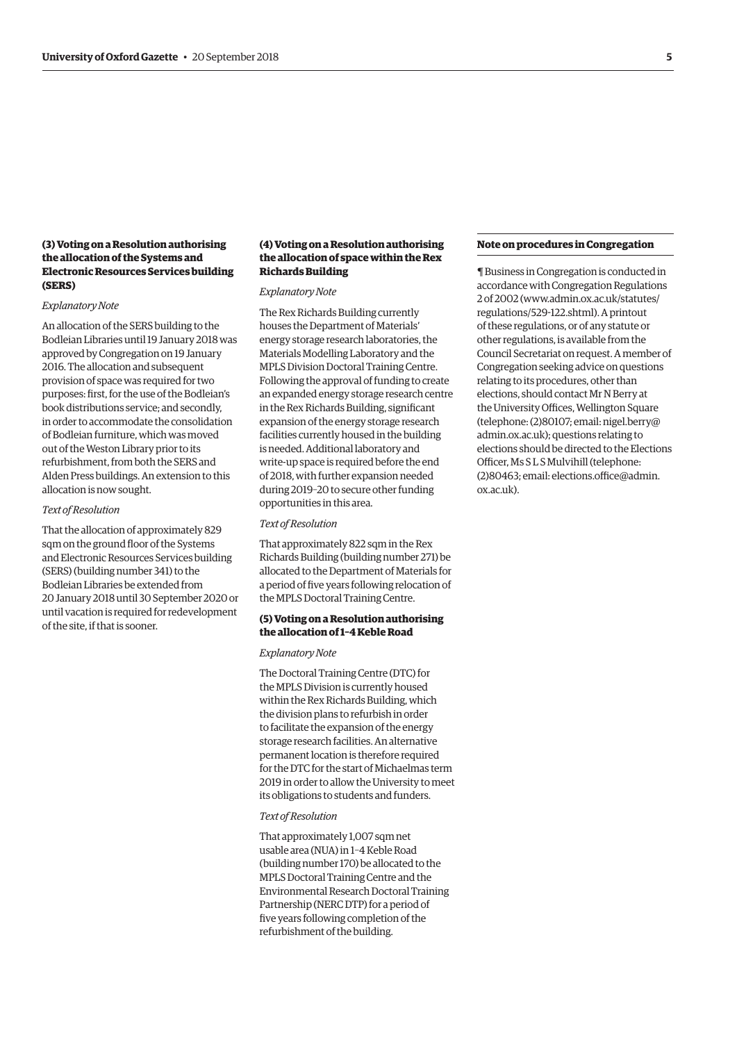### (3) Voting on a Resolution authorising the allocation of the Systems and Electronic Resources Services building (SERS)

*Explanatory Note*

An allocation of the SERS building to the Bodleian Libraries until 19 January 2018 was approved by Congregation on 19 January 2016. The allocation and subsequent provision of space was required for two purposes: first, for the use of the Bodleian's book distributions service; and secondly, in order to accommodate the consolidation of Bodleian furniture, which was moved out of the Weston Library prior to its refurbishment, from both the SERS and Alden Press buildings. An extension to this allocation is now sought.

*Text of Resolution*

That the allocation of approximately 829 sqm on the ground floor of the Systems and Electronic Resources Services building (SERS) (building number 341) to the Bodleian Libraries be extended from 20 January 2018 until 30 September 2020 or until vacation is required for redevelopment of the site, if that is sooner.

### (4) Voting on a Resolution authorising the allocation of space within the Rex Richards Building

*Explanatory Note*

The Rex Richards Building currently houses the Department of Materials' energy storage research laboratories, the Materials Modelling Laboratory and the MPLS Division Doctoral Training Centre. Following the approval of funding to create an expanded energy storage research centre in the Rex Richards Building, significant expansion of the energy storage research facilities currently housed in the building is needed. Additional laboratory and write-up space is required before the end of 2018, with further expansion needed during 2019–20 to secure other funding opportunities in this area.

*Text of Resolution*

That approximately 822 sqm in the Rex Richards Building (building number 271) be allocated to the Department of Materials for a period of five years following relocation of the MPLS Doctoral Training Centre.

### (5) Voting on a Resolution authorising the allocation of 1–4 Keble Road

*Explanatory Note*

The Doctoral Training Centre (DTC) for the MPLS Division is currently housed within the Rex Richards Building, which the division plans to refurbish in order to facilitate the expansion of the energy storage research facilities. An alternative permanent location is therefore required for the DTC for the start of Michaelmas term 2019 in order to allow the University to meet its obligations to students and funders.

*Text of Resolution*

That approximately 1,007 sqm net usable area (NUA) in 1–4 Keble Road (building number 170) be allocated to the MPLS Doctoral Training Centre and the Environmental Research Doctoral Training Partnership (NERC DTP) for a period of five years following completion of the refurbishment of the building.

### Note on procedures in Congregation

¶ Business in Congregation is conducted in accordance with Congregation Regulations 2 of 2002 (www.admin.ox.ac.uk/statutes/regulations/529-122.shtml). A printout of these regulations, or of any statute or other regulations, is available from the Council Secretariat on request. A member of Congregation seeking advice on questions relating to its procedures, other than elections, should contact Mr N Berry at the University Offices, Wellington Square (telephone: (2)80107; email: nigel.berry@admin.ox.ac.uk); questions relating to elections should be directed to the Elections Officer, Ms S L S Mulvihill (telephone: (2)80463; email: elections.office@admin.ox.ac.uk).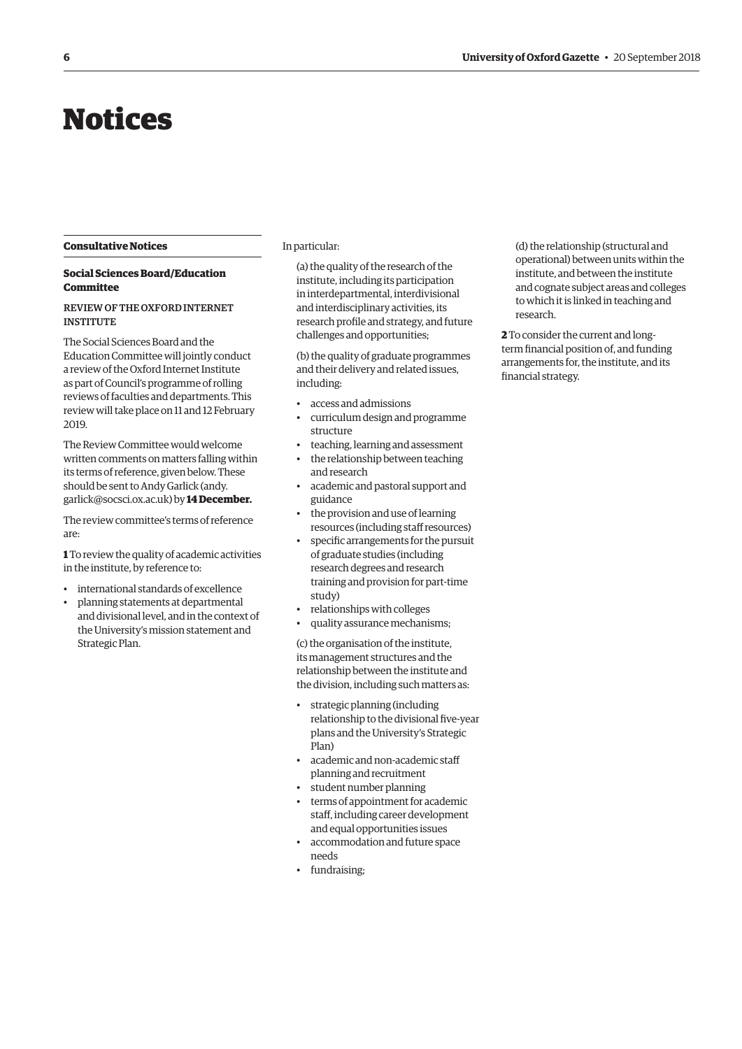# Notices

## Consultative Notices

### Social Sciences Board/Education Committee

REVIEW OF THE OXFORD INTERNET INSTITUTE

The Social Sciences Board and the Education Committee will jointly conduct a review of the Oxford Internet Institute as part of Council's programme of rolling reviews of faculties and departments. This review will take place on 11 and 12 February 2019.

The Review Committee would welcome written comments on matters falling within its terms of reference, given below. These should be sent to Andy Garlick (andy.garlick@socsci.ox.ac.uk) by **14 December.**

The review committee's terms of reference are:

**1** To review the quality of academic activities in the institute, by reference to:

- international standards of excellence
- planning statements at departmental and divisional level, and in the context of the University's mission statement and Strategic Plan.

In particular:

(a) the quality of the research of the institute, including its participation in interdepartmental, interdivisional and interdisciplinary activities, its research profile and strategy, and future challenges and opportunities;

(b) the quality of graduate programmes and their delivery and related issues, including:

- access and admissions
- curriculum design and programme structure
- teaching, learning and assessment
- the relationship between teaching and research
- academic and pastoral support and guidance
- the provision and use of learning resources (including staff resources)
- specific arrangements for the pursuit of graduate studies (including research degrees and research training and provision for part-time study)
- relationships with colleges
- quality assurance mechanisms;

(c) the organisation of the institute, its management structures and the relationship between the institute and the division, including such matters as:

- strategic planning (including relationship to the divisional five-year plans and the University's Strategic Plan)
- academic and non-academic staff planning and recruitment
- student number planning
- terms of appointment for academic staff, including career development and equal opportunities issues
- accommodation and future space needs
- fundraising;

(d) the relationship (structural and operational) between units within the institute, and between the institute and cognate subject areas and colleges to which it is linked in teaching and research.

**2** To consider the current and long-term financial position of, and funding arrangements for, the institute, and its financial strategy.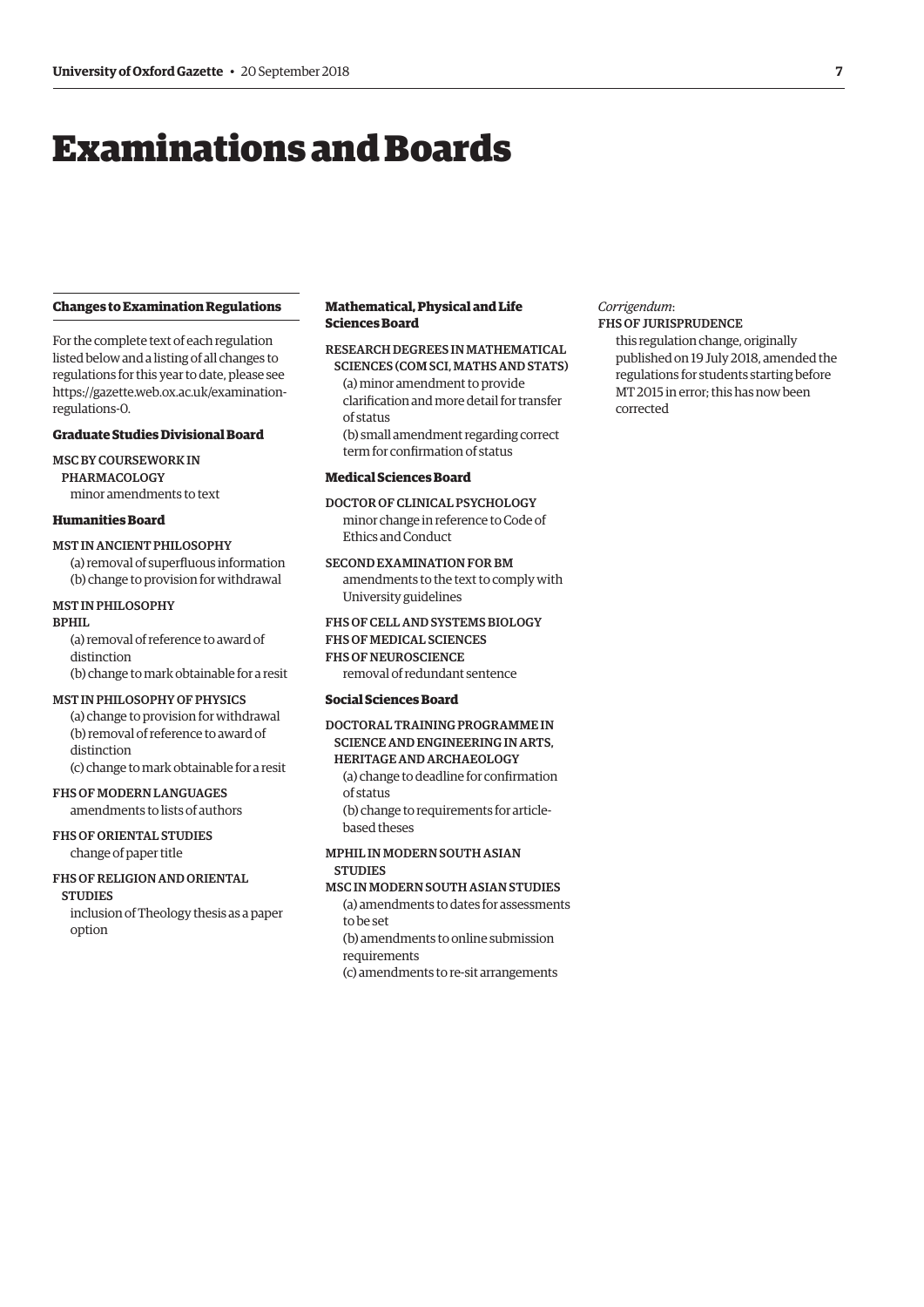# Examinations and Boards

## Changes to Examination Regulations

For the complete text of each regulation listed below and a listing of all changes to regulations for this year to date, please see https://gazette.web.ox.ac.uk/examination-regulations-0.

### Graduate Studies Divisional Board

MSC BY COURSEWORK IN PHARMACOLOGY
minor amendments to text

### Humanities Board

MST IN ANCIENT PHILOSOPHY
(a) removal of superfluous information
(b) change to provision for withdrawal

MST IN PHILOSOPHY
BPHIL
(a) removal of reference to award of distinction
(b) change to mark obtainable for a resit

MST IN PHILOSOPHY OF PHYSICS
(a) change to provision for withdrawal
(b) removal of reference to award of distinction
(c) change to mark obtainable for a resit

FHS OF MODERN LANGUAGES
amendments to lists of authors

FHS OF ORIENTAL STUDIES
change of paper title

FHS OF RELIGION AND ORIENTAL STUDIES
inclusion of Theology thesis as a paper option

### Mathematical, Physical and Life Sciences Board

RESEARCH DEGREES IN MATHEMATICAL SCIENCES (COM SCI, MATHS AND STATS)
(a) minor amendment to provide clarification and more detail for transfer of status
(b) small amendment regarding correct term for confirmation of status

### Medical Sciences Board

DOCTOR OF CLINICAL PSYCHOLOGY
minor change in reference to Code of Ethics and Conduct

SECOND EXAMINATION FOR BM
amendments to the text to comply with University guidelines

FHS OF CELL AND SYSTEMS BIOLOGY
FHS OF MEDICAL SCIENCES
FHS OF NEUROSCIENCE
removal of redundant sentence

### Social Sciences Board

DOCTORAL TRAINING PROGRAMME IN SCIENCE AND ENGINEERING IN ARTS, HERITAGE AND ARCHAEOLOGY
(a) change to deadline for confirmation of status
(b) change to requirements for article-based theses

MPHIL IN MODERN SOUTH ASIAN STUDIES
MSC IN MODERN SOUTH ASIAN STUDIES
(a) amendments to dates for assessments to be set
(b) amendments to online submission requirements
(c) amendments to re-sit arrangements

*Corrigendum*:
FHS OF JURISPRUDENCE
this regulation change, originally published on 19 July 2018, amended the regulations for students starting before MT 2015 in error; this has now been corrected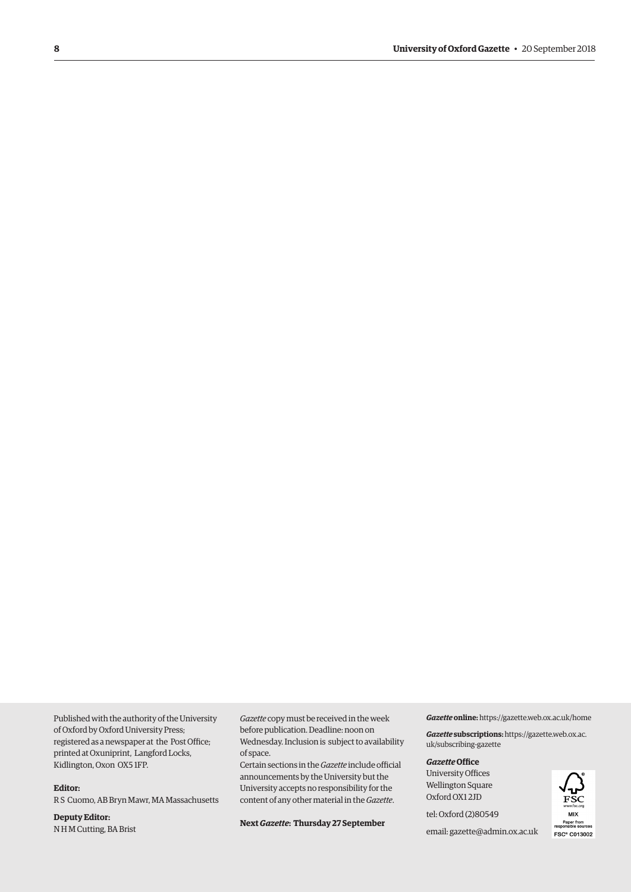Published with the authority of the University of Oxford by Oxford University Press; registered as a newspaper at the Post Office; printed at Oxuniprint, Langford Locks, Kidlington, Oxon OX5 1FP.

**Editor:**
R S Cuomo, AB Bryn Mawr, MA Massachusetts

**Deputy Editor:**
N H M Cutting, BA Brist

*Gazette* copy must be received in the week before publication. Deadline: noon on Wednesday. Inclusion is subject to availability of space.

Certain sections in the *Gazette* include official announcements by the University but the University accepts no responsibility for the content of any other material in the *Gazette*.

**Next *Gazette*: Thursday 27 September**

***Gazette* online:** https://gazette.web.ox.ac.uk/home

***Gazette* subscriptions:** https://gazette.web.ox.ac.uk/subscribing-gazette

***Gazette* Office**
University Offices
Wellington Square
Oxford OX1 2JD

tel: Oxford (2)80549

email: gazette@admin.ox.ac.uk

FSC
www.fsc.org
MIX
Paper from responsible sources
FSC® C013002